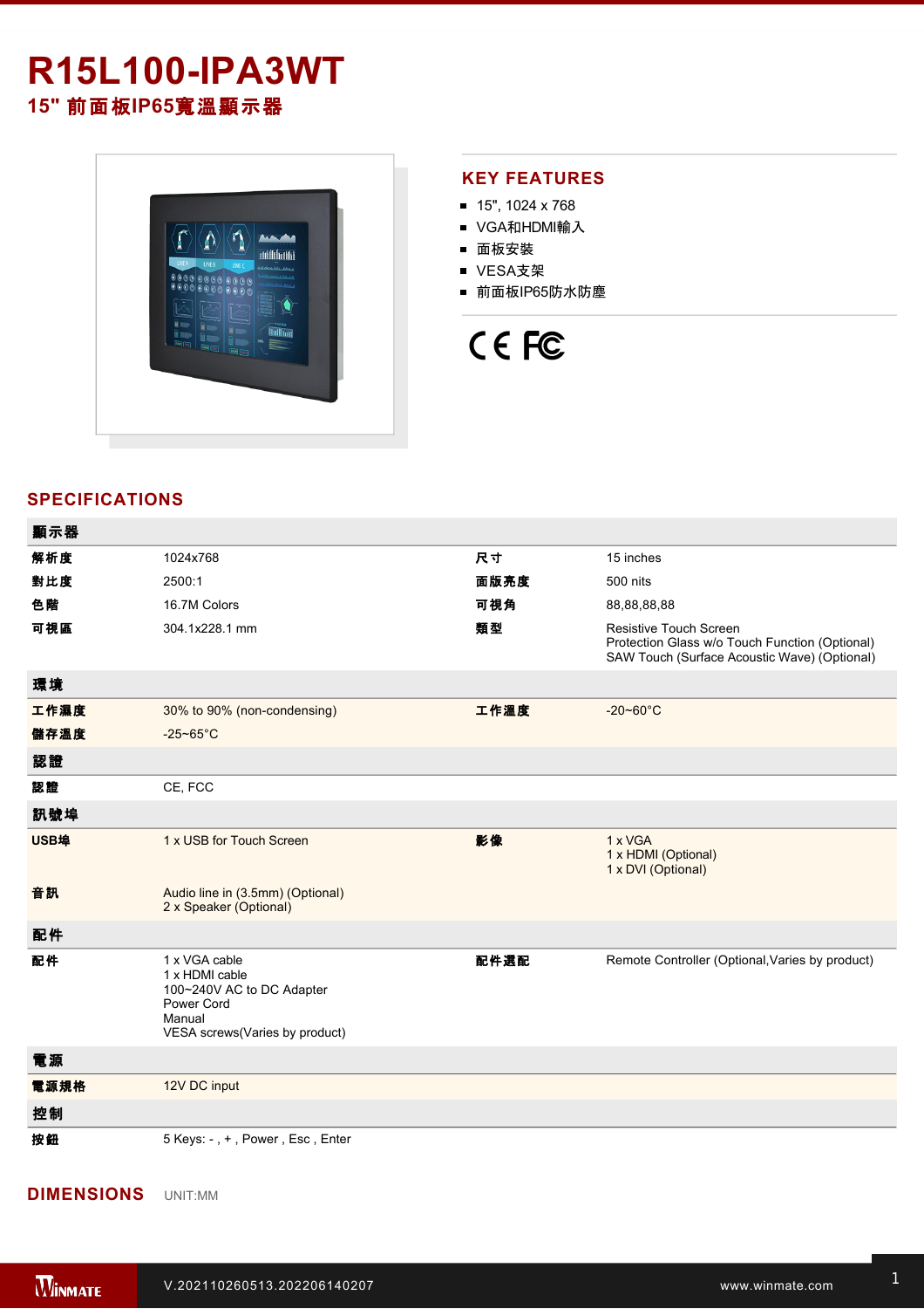# R15L100-IPA3WT

## 15" 前面板IP65寬溫顯示器

## KEY FEATURES

- 15", 1024 x 768
- VGA和HDMI輸入
- 面板安裝
- VESA支架
- 前面板IP65防水防塵

## SPECIFICATIONS

| 顯示器 | | | |
|---|---|---|---|
| 解析度 | 1024x768 | 尺寸 | 15 inches |
| 對比度 | 2500:1 | 面版亮度 | 500 nits |
| 色階 | 16.7M Colors | 可視角 | 88,88,88,88 |
| 可視區 | 304.1x228.1 mm | 類型 | Resistive Touch Screen<br>Protection Glass w/o Touch Function (Optional)<br>SAW Touch (Surface Acoustic Wave) (Optional) |
| **環境** | | | |
| 工作濕度 | 30% to 90% (non-condensing) | 工作溫度 | -20~60°C |
| 儲存溫度 | -25~65°C | | |
| **認證** | | | |
| 認證 | CE, FCC | | |
| **訊號埠** | | | |
| USB埠 | 1 x USB for Touch Screen | 影像 | 1 x VGA<br>1 x HDMI (Optional)<br>1 x DVI (Optional) |
| 音訊 | Audio line in (3.5mm) (Optional)<br>2 x Speaker (Optional) | | |
| **配件** | | | |
| 配件 | 1 x VGA cable<br>1 x HDMI cable<br>100~240V AC to DC Adapter<br>Power Cord<br>Manual<br>VESA screws(Varies by product) | 配件選配 | Remote Controller (Optional,Varies by product) |
| **電源** | | | |
| 電源規格 | 12V DC input | | |
| **控制** | | | |
| 按鈕 | 5 Keys: - , + , Power , Esc , Enter | | |

## DIMENSIONS

UNIT:MM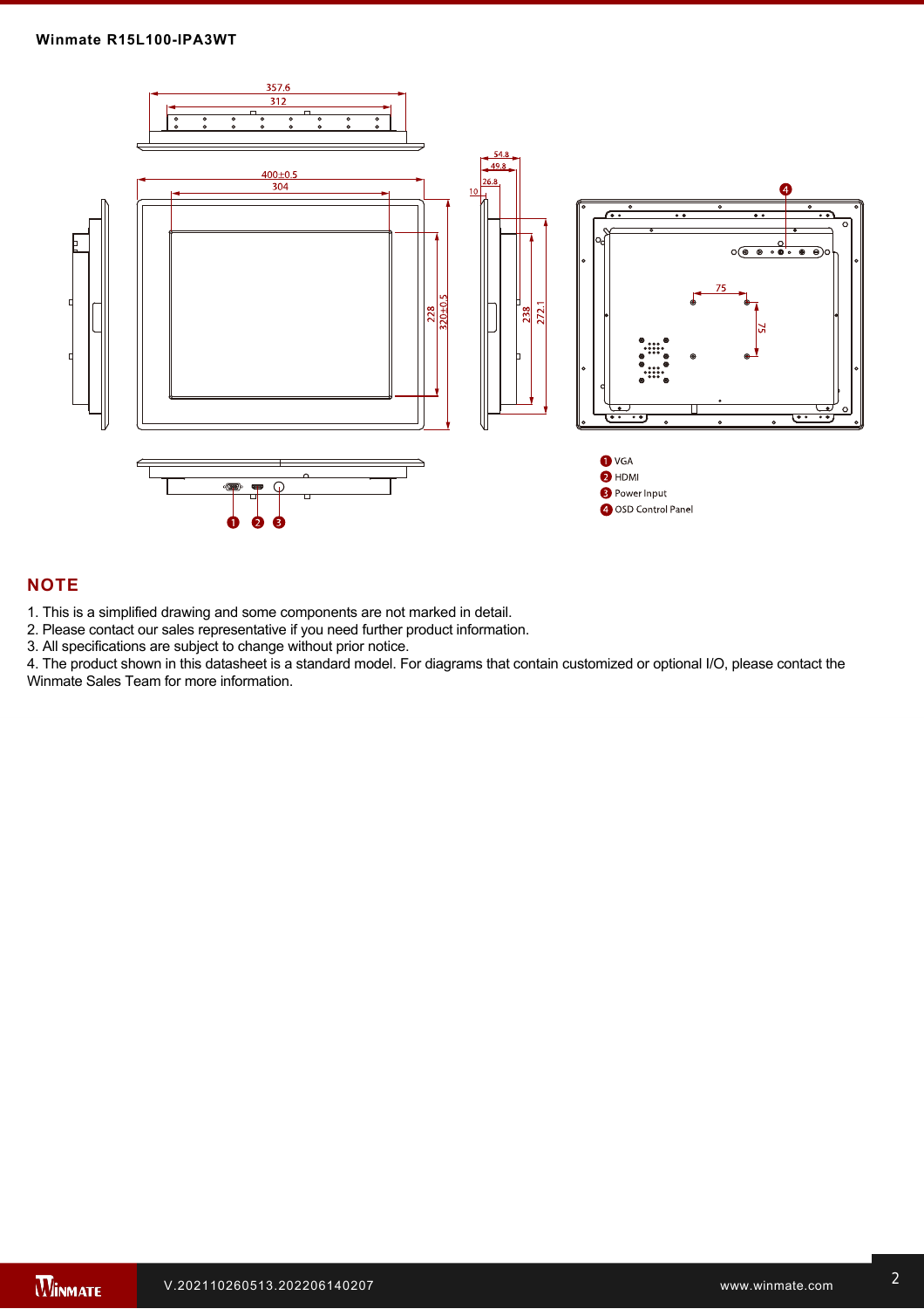**Winmate R15L100-IPA3WT**

357.6
312
400±0.5
304
228
320±0.5
54.8
49.8
26.8
10
238
272.1
75
75

1 VGA
2 HDMI
3 Power Input
4 OSD Control Panel

## NOTE

1. This is a simplified drawing and some components are not marked in detail.
2. Please contact our sales representative if you need further product information.
3. All specifications are subject to change without prior notice.
4. The product shown in this datasheet is a standard model. For diagrams that contain customized or optional I/O, please contact the Winmate Sales Team for more information.